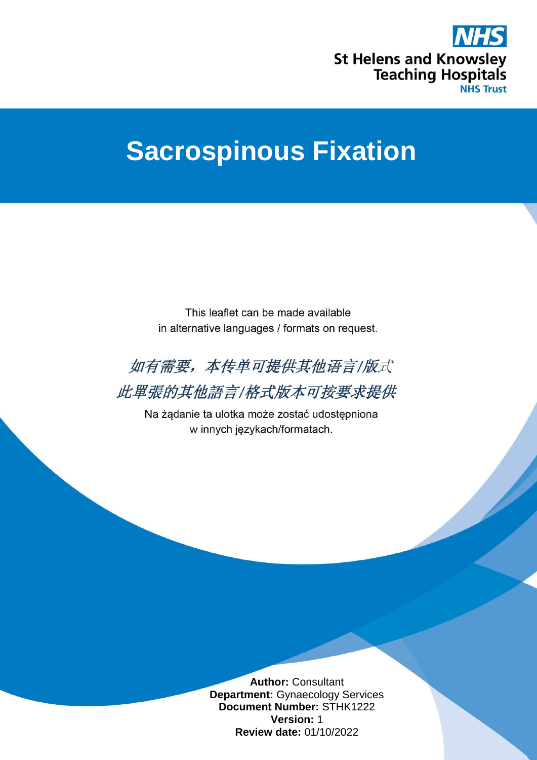St Helens and Knowsley Teaching Hospitals NHS Trust

# Sacrospinous Fixation

This leaflet can be made available in alternative languages / formats on request.

如有需要，本传单可提供其他语言/版式

此單張的其他語言/格式版本可按要求提供

Na żądanie ta ulotka może zostać udostępniona w innych językach/formatach.

**Author:** Consultant
**Department:** Gynaecology Services
**Document Number:** STHK1222
**Version:** 1
**Review date:** 01/10/2022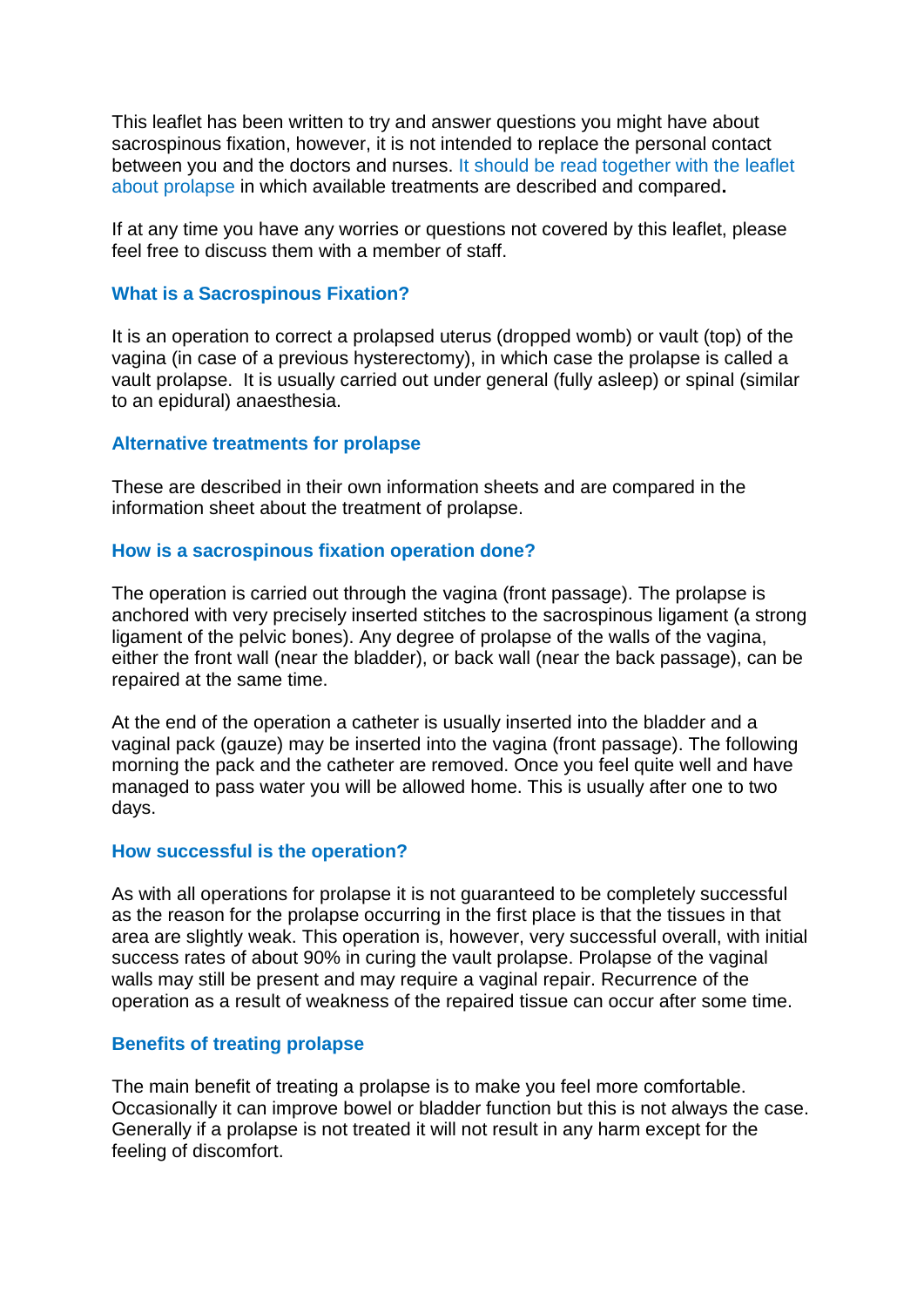This leaflet has been written to try and answer questions you might have about sacrospinous fixation, however, it is not intended to replace the personal contact between you and the doctors and nurses. It should be read together with the leaflet about prolapse in which available treatments are described and compared**.**

If at any time you have any worries or questions not covered by this leaflet, please feel free to discuss them with a member of staff.

### What is a Sacrospinous Fixation?

It is an operation to correct a prolapsed uterus (dropped womb) or vault (top) of the vagina (in case of a previous hysterectomy), in which case the prolapse is called a vault prolapse.  It is usually carried out under general (fully asleep) or spinal (similar to an epidural) anaesthesia.

### Alternative treatments for prolapse

These are described in their own information sheets and are compared in the information sheet about the treatment of prolapse.

### How is a sacrospinous fixation operation done?

The operation is carried out through the vagina (front passage). The prolapse is anchored with very precisely inserted stitches to the sacrospinous ligament (a strong ligament of the pelvic bones). Any degree of prolapse of the walls of the vagina, either the front wall (near the bladder), or back wall (near the back passage), can be repaired at the same time.

At the end of the operation a catheter is usually inserted into the bladder and a vaginal pack (gauze) may be inserted into the vagina (front passage). The following morning the pack and the catheter are removed. Once you feel quite well and have managed to pass water you will be allowed home. This is usually after one to two days.

### How successful is the operation?

As with all operations for prolapse it is not guaranteed to be completely successful as the reason for the prolapse occurring in the first place is that the tissues in that area are slightly weak. This operation is, however, very successful overall, with initial success rates of about 90% in curing the vault prolapse. Prolapse of the vaginal walls may still be present and may require a vaginal repair. Recurrence of the operation as a result of weakness of the repaired tissue can occur after some time.

### Benefits of treating prolapse

The main benefit of treating a prolapse is to make you feel more comfortable. Occasionally it can improve bowel or bladder function but this is not always the case. Generally if a prolapse is not treated it will not result in any harm except for the feeling of discomfort.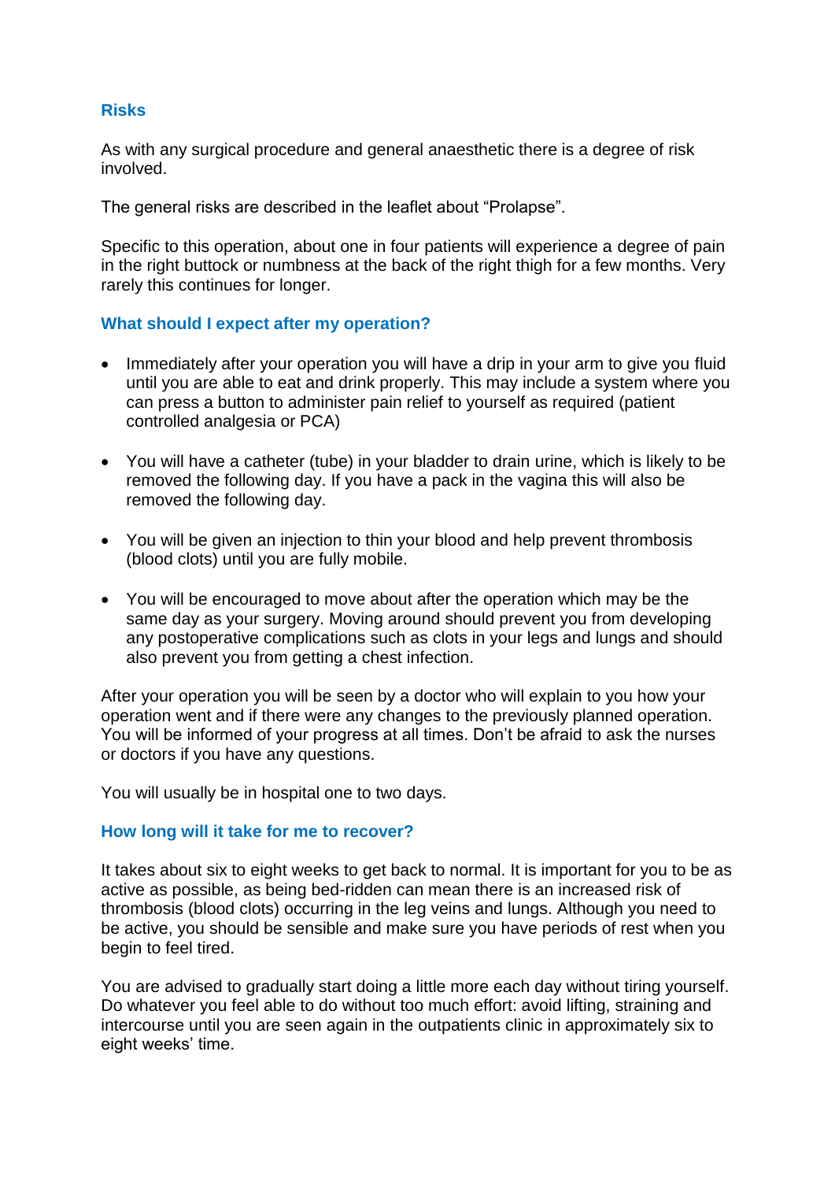## Risks

As with any surgical procedure and general anaesthetic there is a degree of risk involved.

The general risks are described in the leaflet about "Prolapse".

Specific to this operation, about one in four patients will experience a degree of pain in the right buttock or numbness at the back of the right thigh for a few months. Very rarely this continues for longer.

## What should I expect after my operation?

- Immediately after your operation you will have a drip in your arm to give you fluid until you are able to eat and drink properly. This may include a system where you can press a button to administer pain relief to yourself as required (patient controlled analgesia or PCA)
- You will have a catheter (tube) in your bladder to drain urine, which is likely to be removed the following day. If you have a pack in the vagina this will also be removed the following day.
- You will be given an injection to thin your blood and help prevent thrombosis (blood clots) until you are fully mobile.
- You will be encouraged to move about after the operation which may be the same day as your surgery. Moving around should prevent you from developing any postoperative complications such as clots in your legs and lungs and should also prevent you from getting a chest infection.

After your operation you will be seen by a doctor who will explain to you how your operation went and if there were any changes to the previously planned operation. You will be informed of your progress at all times. Don't be afraid to ask the nurses or doctors if you have any questions.

You will usually be in hospital one to two days.

## How long will it take for me to recover?

It takes about six to eight weeks to get back to normal. It is important for you to be as active as possible, as being bed-ridden can mean there is an increased risk of thrombosis (blood clots) occurring in the leg veins and lungs. Although you need to be active, you should be sensible and make sure you have periods of rest when you begin to feel tired.

You are advised to gradually start doing a little more each day without tiring yourself. Do whatever you feel able to do without too much effort: avoid lifting, straining and intercourse until you are seen again in the outpatients clinic in approximately six to eight weeks' time.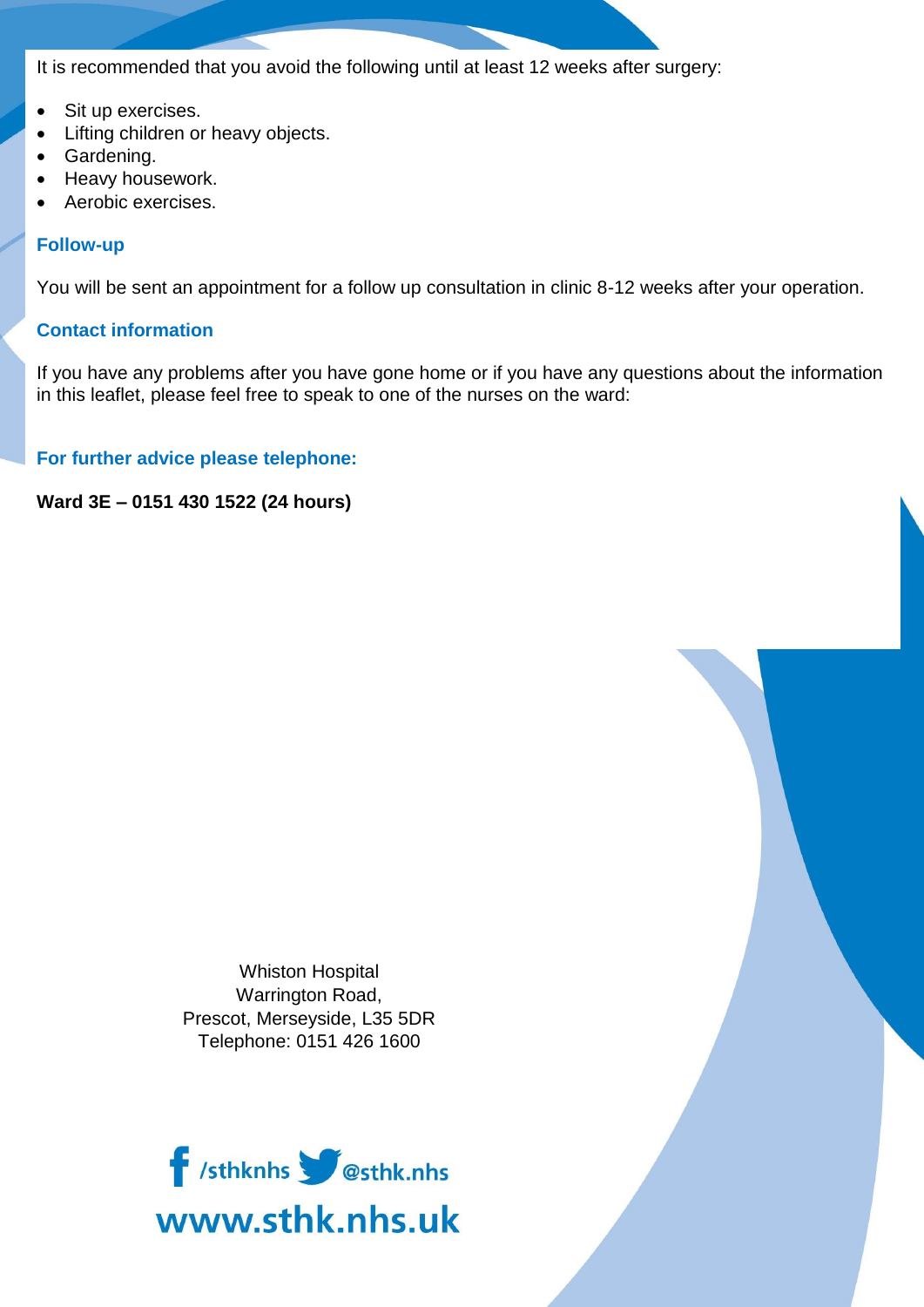It is recommended that you avoid the following until at least 12 weeks after surgery:

- Sit up exercises.
- Lifting children or heavy objects.
- Gardening.
- Heavy housework.
- Aerobic exercises.

## Follow-up

You will be sent an appointment for a follow up consultation in clinic 8-12 weeks after your operation.

## Contact information

If you have any problems after you have gone home or if you have any questions about the information in this leaflet, please feel free to speak to one of the nurses on the ward:

## For further advice please telephone:

**Ward 3E – 0151 430 1522 (24 hours)**

Whiston Hospital
Warrington Road,
Prescot, Merseyside, L35 5DR
Telephone: 0151 426 1600

/sthknhs @sthk.nhs
www.sthk.nhs.uk